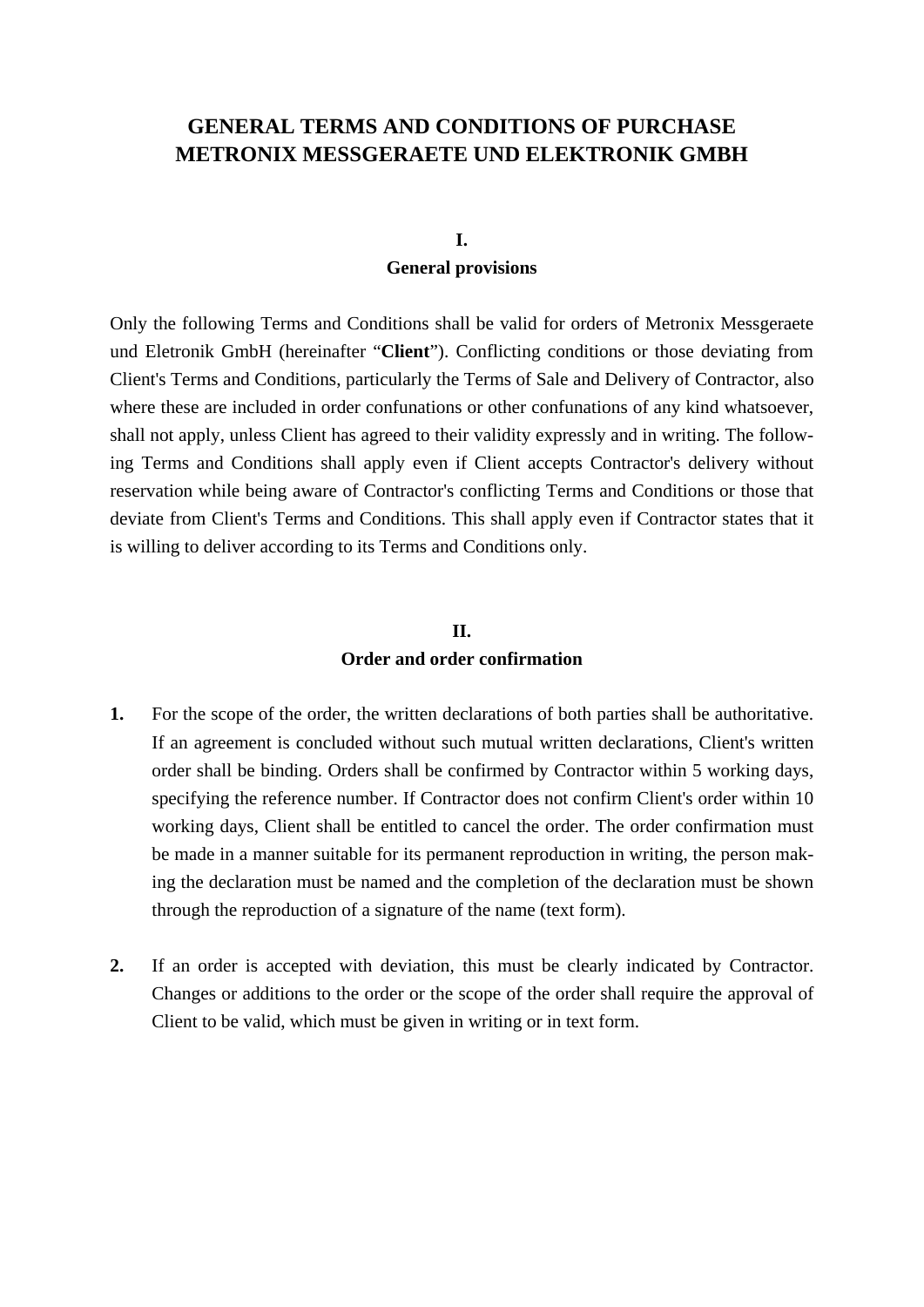# GENERAL TERMS AND CONDITIONS OF PURCHASE METRONIX MESSGERAETE UND ELEKTRONIK GMBH

## I.
## General provisions

Only the following Terms and Conditions shall be valid for orders of Metronix Messgeraete und Eletronik GmbH (hereinafter "**Client**"). Conflicting conditions or those deviating from Client's Terms and Conditions, particularly the Terms of Sale and Delivery of Contractor, also where these are included in order confunations or other confunations of any kind whatsoever, shall not apply, unless Client has agreed to their validity expressly and in writing. The following Terms and Conditions shall apply even if Client accepts Contractor's delivery without reservation while being aware of Contractor's conflicting Terms and Conditions or those that deviate from Client's Terms and Conditions. This shall apply even if Contractor states that it is willing to deliver according to its Terms and Conditions only.

## II.
## Order and order confirmation

**1.** For the scope of the order, the written declarations of both parties shall be authoritative. If an agreement is concluded without such mutual written declarations, Client's written order shall be binding. Orders shall be confirmed by Contractor within 5 working days, specifying the reference number. If Contractor does not confirm Client's order within 10 working days, Client shall be entitled to cancel the order. The order confirmation must be made in a manner suitable for its permanent reproduction in writing, the person making the declaration must be named and the completion of the declaration must be shown through the reproduction of a signature of the name (text form).

**2.** If an order is accepted with deviation, this must be clearly indicated by Contractor. Changes or additions to the order or the scope of the order shall require the approval of Client to be valid, which must be given in writing or in text form.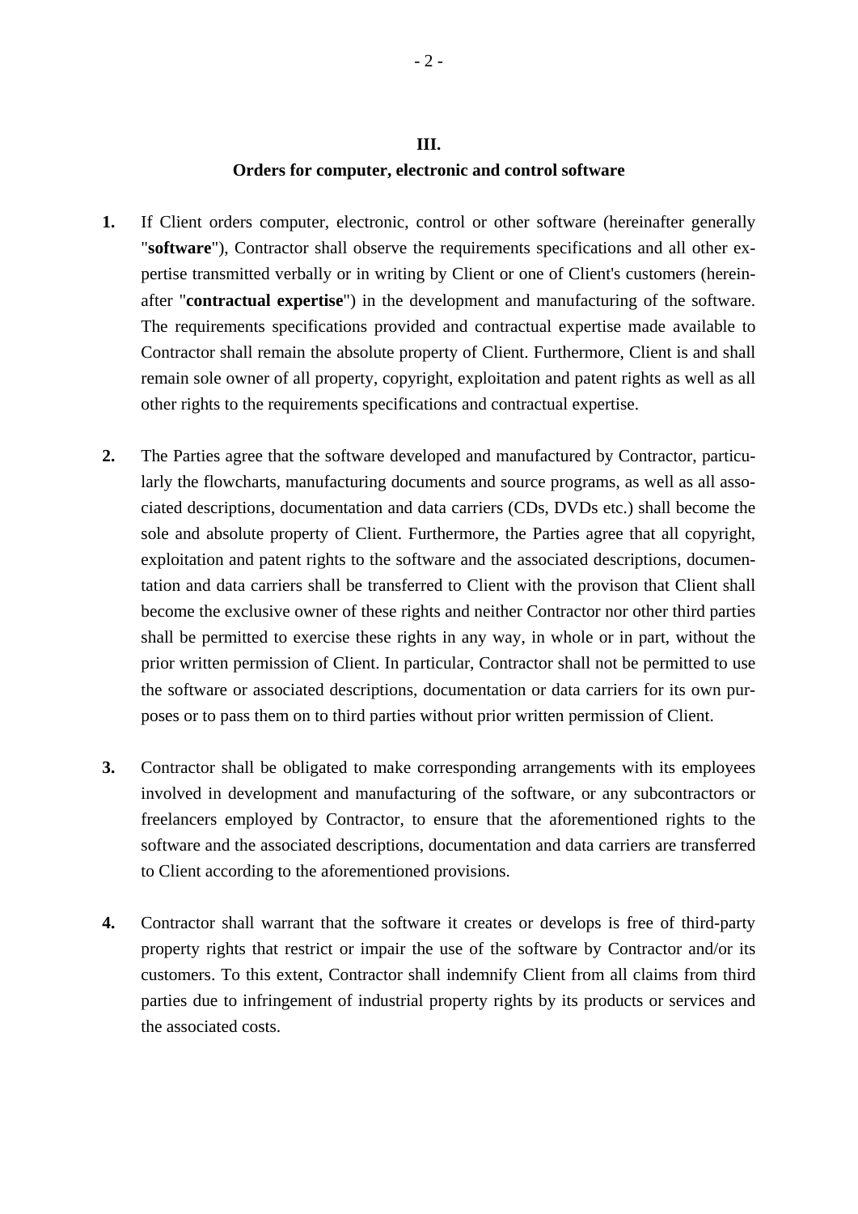## III.
## Orders for computer, electronic and control software

**1.** If Client orders computer, electronic, control or other software (hereinafter generally "**software**"), Contractor shall observe the requirements specifications and all other expertise transmitted verbally or in writing by Client or one of Client's customers (hereinafter "**contractual expertise**") in the development and manufacturing of the software. The requirements specifications provided and contractual expertise made available to Contractor shall remain the absolute property of Client. Furthermore, Client is and shall remain sole owner of all property, copyright, exploitation and patent rights as well as all other rights to the requirements specifications and contractual expertise.

**2.** The Parties agree that the software developed and manufactured by Contractor, particularly the flowcharts, manufacturing documents and source programs, as well as all associated descriptions, documentation and data carriers (CDs, DVDs etc.) shall become the sole and absolute property of Client. Furthermore, the Parties agree that all copyright, exploitation and patent rights to the software and the associated descriptions, documentation and data carriers shall be transferred to Client with the provison that Client shall become the exclusive owner of these rights and neither Contractor nor other third parties shall be permitted to exercise these rights in any way, in whole or in part, without the prior written permission of Client. In particular, Contractor shall not be permitted to use the software or associated descriptions, documentation or data carriers for its own purposes or to pass them on to third parties without prior written permission of Client.

**3.** Contractor shall be obligated to make corresponding arrangements with its employees involved in development and manufacturing of the software, or any subcontractors or freelancers employed by Contractor, to ensure that the aforementioned rights to the software and the associated descriptions, documentation and data carriers are transferred to Client according to the aforementioned provisions.

**4.** Contractor shall warrant that the software it creates or develops is free of third-party property rights that restrict or impair the use of the software by Contractor and/or its customers. To this extent, Contractor shall indemnify Client from all claims from third parties due to infringement of industrial property rights by its products or services and the associated costs.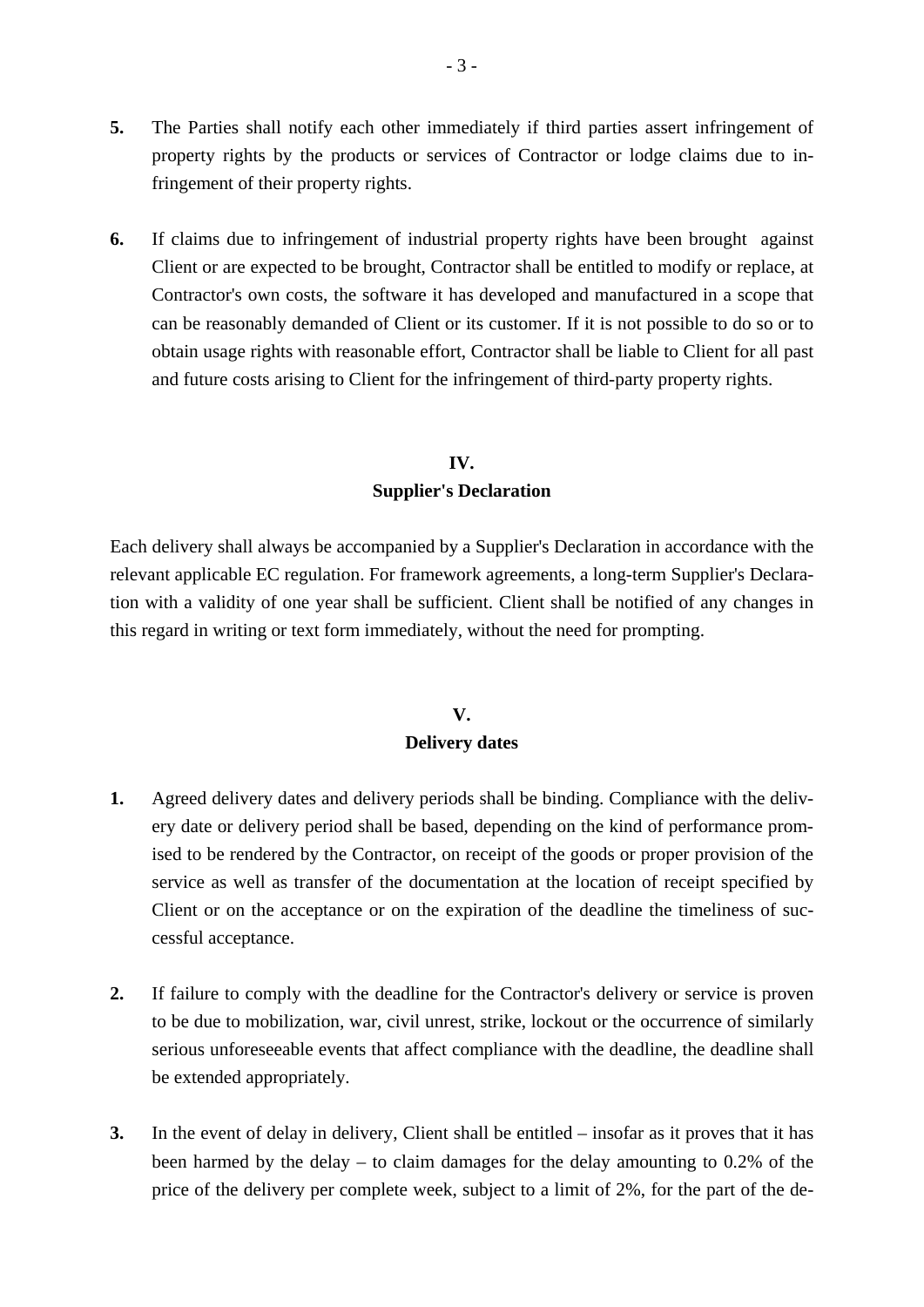**5.** The Parties shall notify each other immediately if third parties assert infringement of property rights by the products or services of Contractor or lodge claims due to infringement of their property rights.

**6.** If claims due to infringement of industrial property rights have been brought against Client or are expected to be brought, Contractor shall be entitled to modify or replace, at Contractor's own costs, the software it has developed and manufactured in a scope that can be reasonably demanded of Client or its customer. If it is not possible to do so or to obtain usage rights with reasonable effort, Contractor shall be liable to Client for all past and future costs arising to Client for the infringement of third-party property rights.

## IV.
## Supplier's Declaration

Each delivery shall always be accompanied by a Supplier's Declaration in accordance with the relevant applicable EC regulation. For framework agreements, a long-term Supplier's Declaration with a validity of one year shall be sufficient. Client shall be notified of any changes in this regard in writing or text form immediately, without the need for prompting.

## V.
## Delivery dates

**1.** Agreed delivery dates and delivery periods shall be binding. Compliance with the delivery date or delivery period shall be based, depending on the kind of performance promised to be rendered by the Contractor, on receipt of the goods or proper provision of the service as well as transfer of the documentation at the location of receipt specified by Client or on the acceptance or on the expiration of the deadline the timeliness of successful acceptance.

**2.** If failure to comply with the deadline for the Contractor's delivery or service is proven to be due to mobilization, war, civil unrest, strike, lockout or the occurrence of similarly serious unforeseeable events that affect compliance with the deadline, the deadline shall be extended appropriately.

**3.** In the event of delay in delivery, Client shall be entitled – insofar as it proves that it has been harmed by the delay – to claim damages for the delay amounting to 0.2% of the price of the delivery per complete week, subject to a limit of 2%, for the part of the de-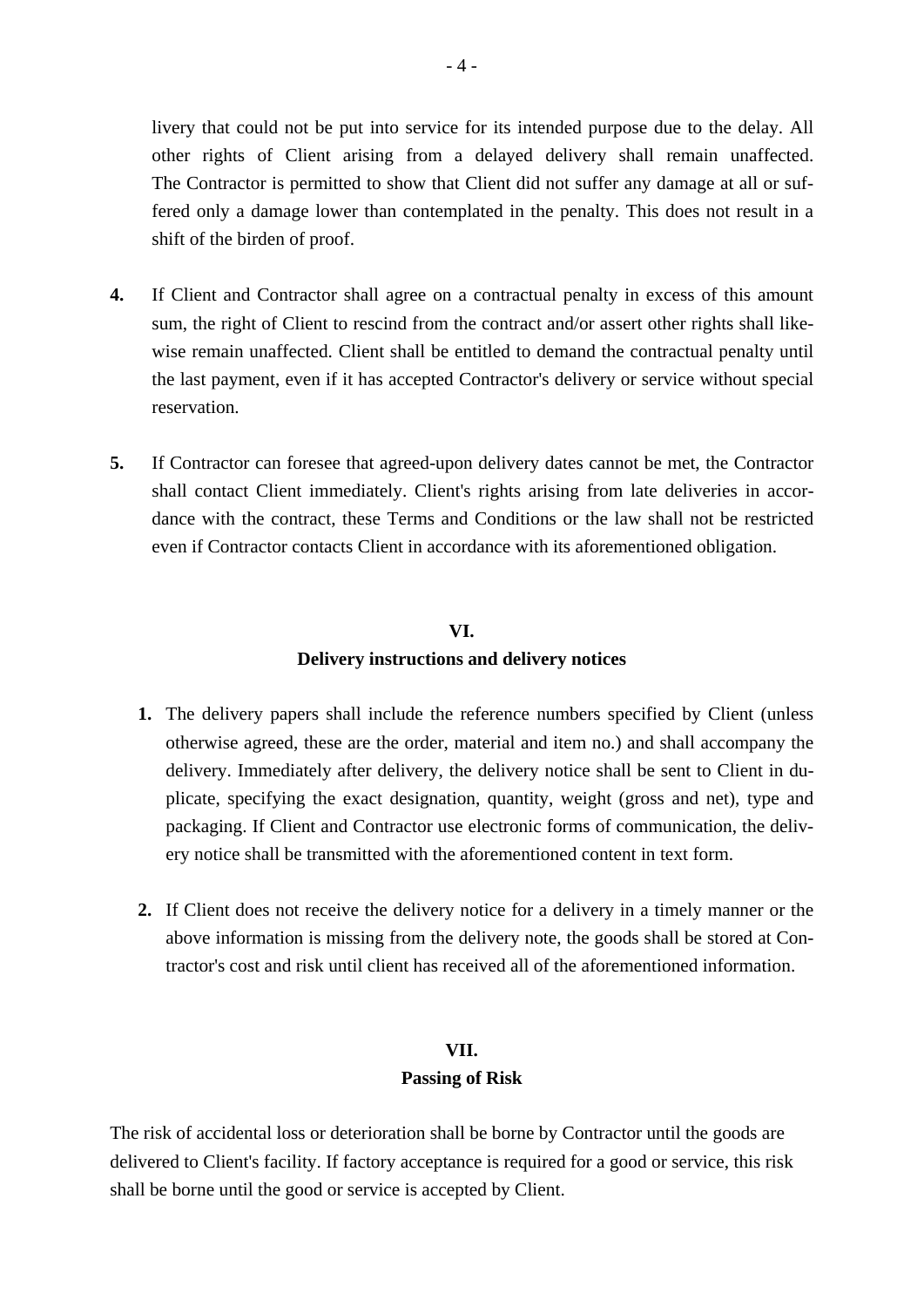livery that could not be put into service for its intended purpose due to the delay. All other rights of Client arising from a delayed delivery shall remain unaffected. The Contractor is permitted to show that Client did not suffer any damage at all or suffered only a damage lower than contemplated in the penalty. This does not result in a shift of the birden of proof.

**4.** If Client and Contractor shall agree on a contractual penalty in excess of this amount sum, the right of Client to rescind from the contract and/or assert other rights shall likewise remain unaffected. Client shall be entitled to demand the contractual penalty until the last payment, even if it has accepted Contractor's delivery or service without special reservation.

**5.** If Contractor can foresee that agreed-upon delivery dates cannot be met, the Contractor shall contact Client immediately. Client's rights arising from late deliveries in accordance with the contract, these Terms and Conditions or the law shall not be restricted even if Contractor contacts Client in accordance with its aforementioned obligation.

## VI.
## Delivery instructions and delivery notices

**1.** The delivery papers shall include the reference numbers specified by Client (unless otherwise agreed, these are the order, material and item no.) and shall accompany the delivery. Immediately after delivery, the delivery notice shall be sent to Client in duplicate, specifying the exact designation, quantity, weight (gross and net), type and packaging. If Client and Contractor use electronic forms of communication, the delivery notice shall be transmitted with the aforementioned content in text form.

**2.** If Client does not receive the delivery notice for a delivery in a timely manner or the above information is missing from the delivery note, the goods shall be stored at Contractor's cost and risk until client has received all of the aforementioned information.

## VII.
## Passing of Risk

The risk of accidental loss or deterioration shall be borne by Contractor until the goods are delivered to Client's facility. If factory acceptance is required for a good or service, this risk shall be borne until the good or service is accepted by Client.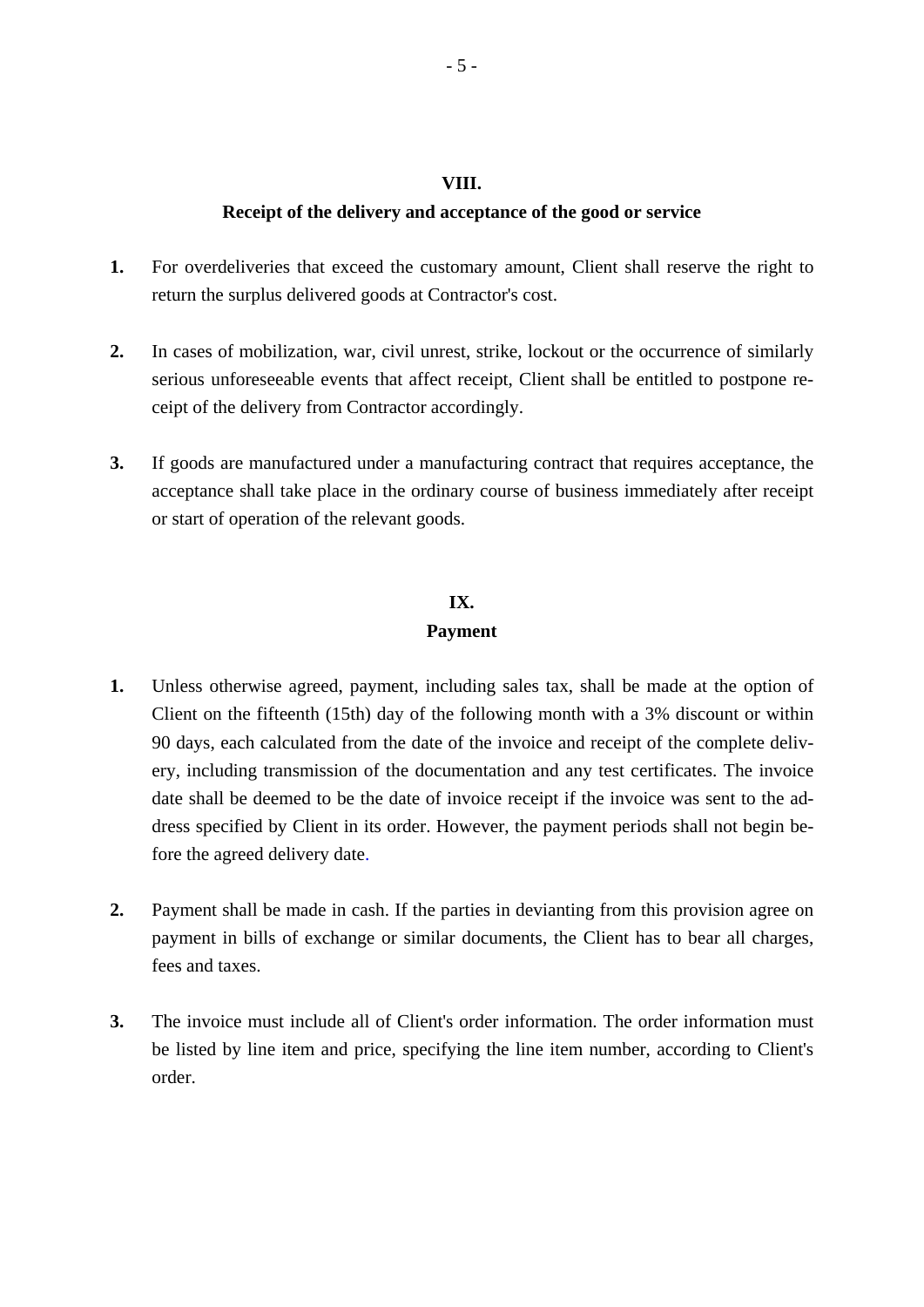## VIII.
## Receipt of the delivery and acceptance of the good or service

**1.** For overdeliveries that exceed the customary amount, Client shall reserve the right to return the surplus delivered goods at Contractor's cost.

**2.** In cases of mobilization, war, civil unrest, strike, lockout or the occurrence of similarly serious unforeseeable events that affect receipt, Client shall be entitled to postpone receipt of the delivery from Contractor accordingly.

**3.** If goods are manufactured under a manufacturing contract that requires acceptance, the acceptance shall take place in the ordinary course of business immediately after receipt or start of operation of the relevant goods.

## IX.
## Payment

**1.** Unless otherwise agreed, payment, including sales tax, shall be made at the option of Client on the fifteenth (15th) day of the following month with a 3% discount or within 90 days, each calculated from the date of the invoice and receipt of the complete delivery, including transmission of the documentation and any test certificates. The invoice date shall be deemed to be the date of invoice receipt if the invoice was sent to the address specified by Client in its order. However, the payment periods shall not begin before the agreed delivery date.

**2.** Payment shall be made in cash. If the parties in deviating from this provision agree on payment in bills of exchange or similar documents, the Client has to bear all charges, fees and taxes.

**3.** The invoice must include all of Client's order information. The order information must be listed by line item and price, specifying the line item number, according to Client's order.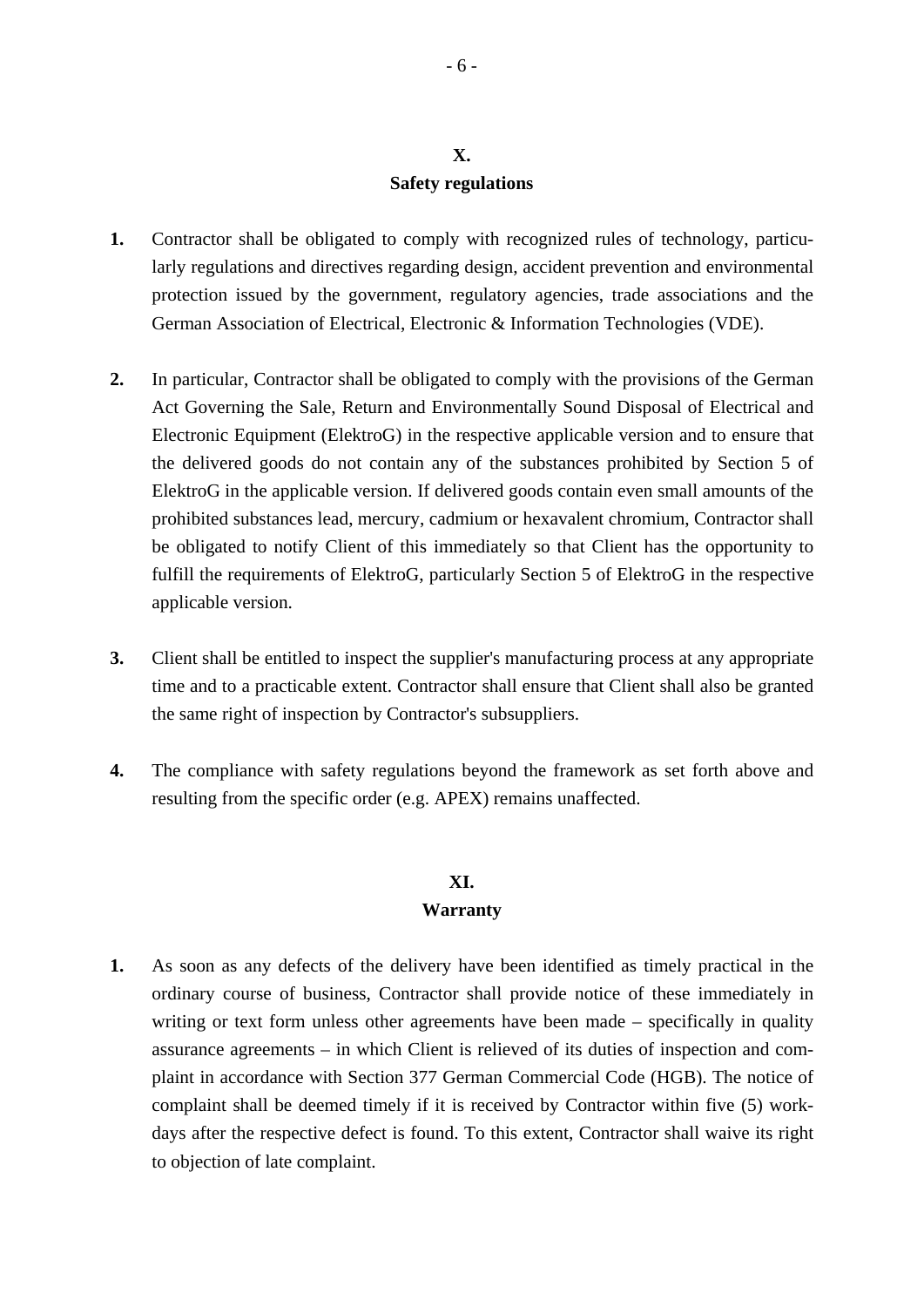## X.
## Safety regulations

**1.** Contractor shall be obligated to comply with recognized rules of technology, particularly regulations and directives regarding design, accident prevention and environmental protection issued by the government, regulatory agencies, trade associations and the German Association of Electrical, Electronic & Information Technologies (VDE).

**2.** In particular, Contractor shall be obligated to comply with the provisions of the German Act Governing the Sale, Return and Environmentally Sound Disposal of Electrical and Electronic Equipment (ElektroG) in the respective applicable version and to ensure that the delivered goods do not contain any of the substances prohibited by Section 5 of ElektroG in the applicable version. If delivered goods contain even small amounts of the prohibited substances lead, mercury, cadmium or hexavalent chromium, Contractor shall be obligated to notify Client of this immediately so that Client has the opportunity to fulfill the requirements of ElektroG, particularly Section 5 of ElektroG in the respective applicable version.

**3.** Client shall be entitled to inspect the supplier's manufacturing process at any appropriate time and to a practicable extent. Contractor shall ensure that Client shall also be granted the same right of inspection by Contractor's subsuppliers.

**4.** The compliance with safety regulations beyond the framework as set forth above and resulting from the specific order (e.g. APEX) remains unaffected.

## XI.
## Warranty

**1.** As soon as any defects of the delivery have been identified as timely practical in the ordinary course of business, Contractor shall provide notice of these immediately in writing or text form unless other agreements have been made – specifically in quality assurance agreements – in which Client is relieved of its duties of inspection and complaint in accordance with Section 377 German Commercial Code (HGB). The notice of complaint shall be deemed timely if it is received by Contractor within five (5) workdays after the respective defect is found. To this extent, Contractor shall waive its right to objection of late complaint.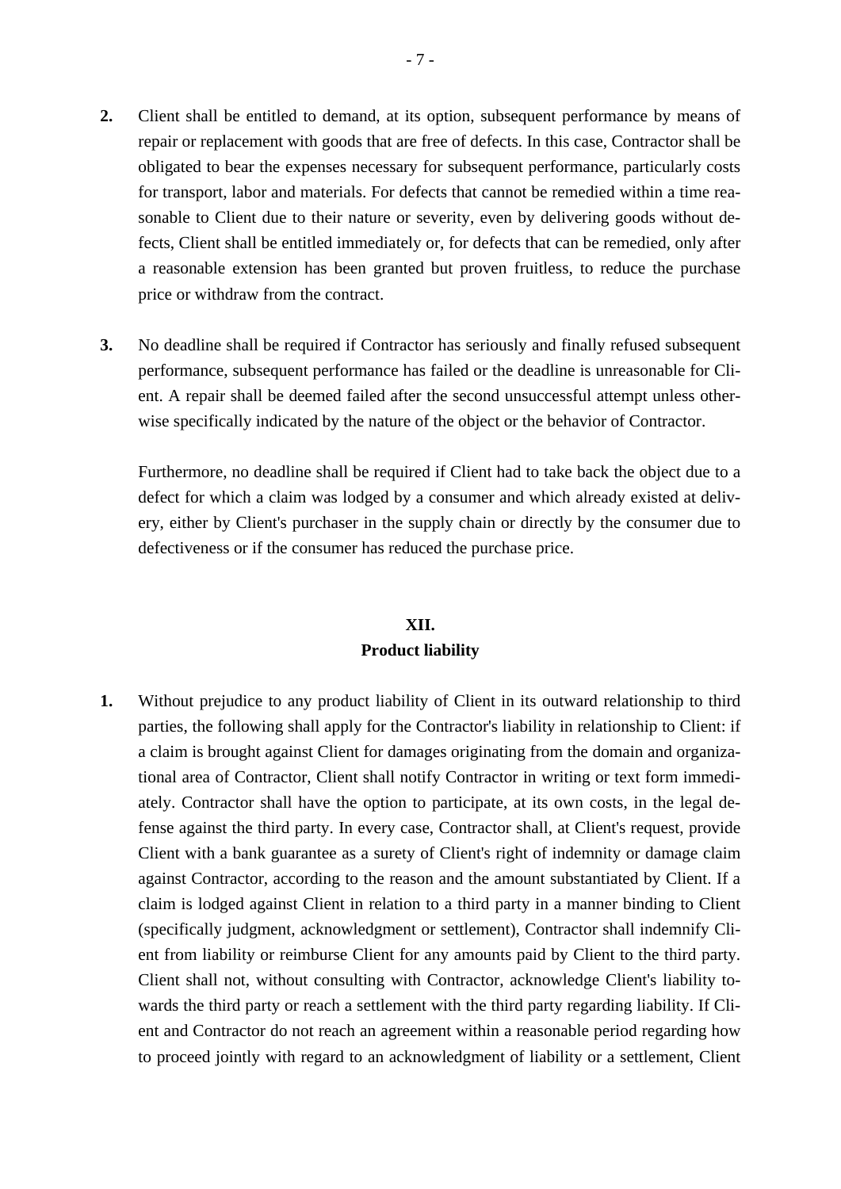**2.** Client shall be entitled to demand, at its option, subsequent performance by means of repair or replacement with goods that are free of defects. In this case, Contractor shall be obligated to bear the expenses necessary for subsequent performance, particularly costs for transport, labor and materials. For defects that cannot be remedied within a time reasonable to Client due to their nature or severity, even by delivering goods without defects, Client shall be entitled immediately or, for defects that can be remedied, only after a reasonable extension has been granted but proven fruitless, to reduce the purchase price or withdraw from the contract.

**3.** No deadline shall be required if Contractor has seriously and finally refused subsequent performance, subsequent performance has failed or the deadline is unreasonable for Client. A repair shall be deemed failed after the second unsuccessful attempt unless otherwise specifically indicated by the nature of the object or the behavior of Contractor.

Furthermore, no deadline shall be required if Client had to take back the object due to a defect for which a claim was lodged by a consumer and which already existed at delivery, either by Client's purchaser in the supply chain or directly by the consumer due to defectiveness or if the consumer has reduced the purchase price.

## XII.
## Product liability

**1.** Without prejudice to any product liability of Client in its outward relationship to third parties, the following shall apply for the Contractor's liability in relationship to Client: if a claim is brought against Client for damages originating from the domain and organizational area of Contractor, Client shall notify Contractor in writing or text form immediately. Contractor shall have the option to participate, at its own costs, in the legal defense against the third party. In every case, Contractor shall, at Client's request, provide Client with a bank guarantee as a surety of Client's right of indemnity or damage claim against Contractor, according to the reason and the amount substantiated by Client. If a claim is lodged against Client in relation to a third party in a manner binding to Client (specifically judgment, acknowledgment or settlement), Contractor shall indemnify Client from liability or reimburse Client for any amounts paid by Client to the third party. Client shall not, without consulting with Contractor, acknowledge Client's liability towards the third party or reach a settlement with the third party regarding liability. If Client and Contractor do not reach an agreement within a reasonable period regarding how to proceed jointly with regard to an acknowledgment of liability or a settlement, Client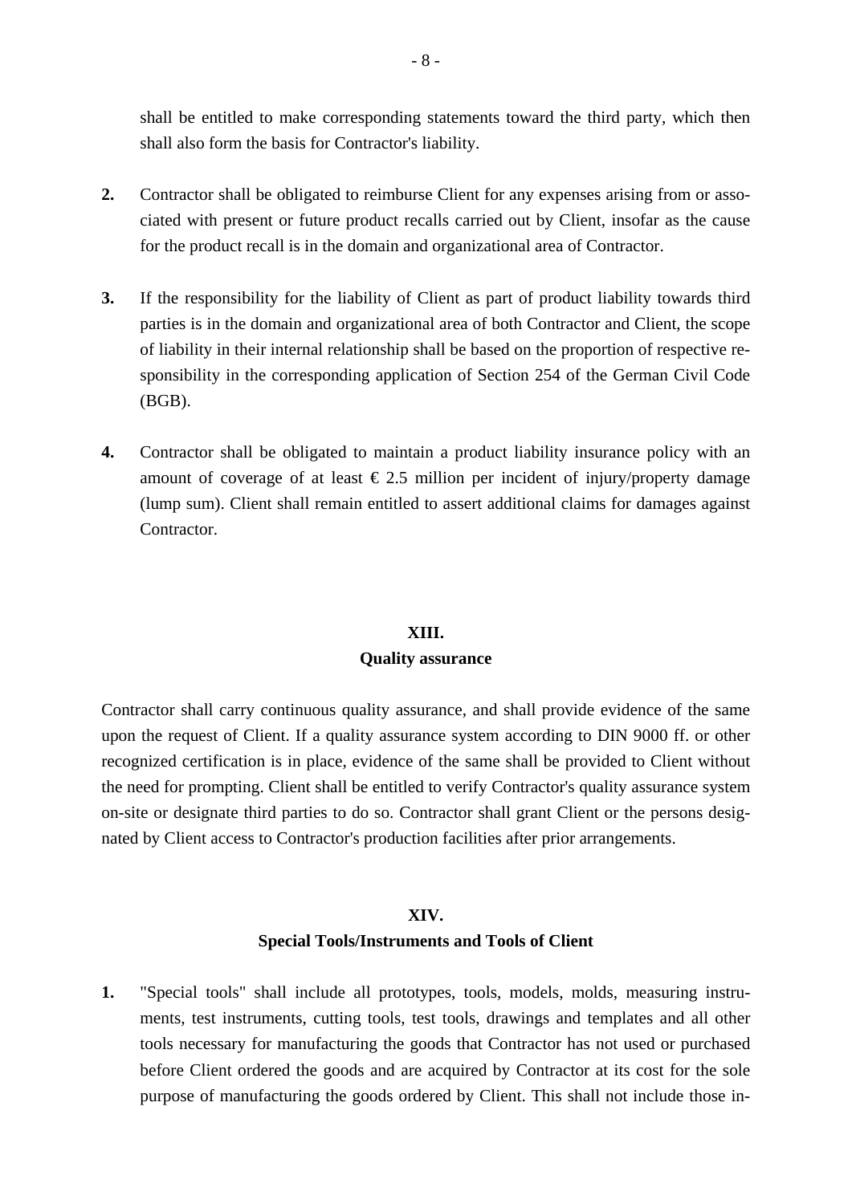shall be entitled to make corresponding statements toward the third party, which then shall also form the basis for Contractor's liability.

**2.** Contractor shall be obligated to reimburse Client for any expenses arising from or associated with present or future product recalls carried out by Client, insofar as the cause for the product recall is in the domain and organizational area of Contractor.

**3.** If the responsibility for the liability of Client as part of product liability towards third parties is in the domain and organizational area of both Contractor and Client, the scope of liability in their internal relationship shall be based on the proportion of respective responsibility in the corresponding application of Section 254 of the German Civil Code (BGB).

**4.** Contractor shall be obligated to maintain a product liability insurance policy with an amount of coverage of at least € 2.5 million per incident of injury/property damage (lump sum). Client shall remain entitled to assert additional claims for damages against Contractor.

## XIII.
## Quality assurance

Contractor shall carry continuous quality assurance, and shall provide evidence of the same upon the request of Client. If a quality assurance system according to DIN 9000 ff. or other recognized certification is in place, evidence of the same shall be provided to Client without the need for prompting. Client shall be entitled to verify Contractor's quality assurance system on-site or designate third parties to do so. Contractor shall grant Client or the persons designated by Client access to Contractor's production facilities after prior arrangements.

## XIV.
## Special Tools/Instruments and Tools of Client

**1.** "Special tools" shall include all prototypes, tools, models, molds, measuring instruments, test instruments, cutting tools, test tools, drawings and templates and all other tools necessary for manufacturing the goods that Contractor has not used or purchased before Client ordered the goods and are acquired by Contractor at its cost for the sole purpose of manufacturing the goods ordered by Client. This shall not include those in-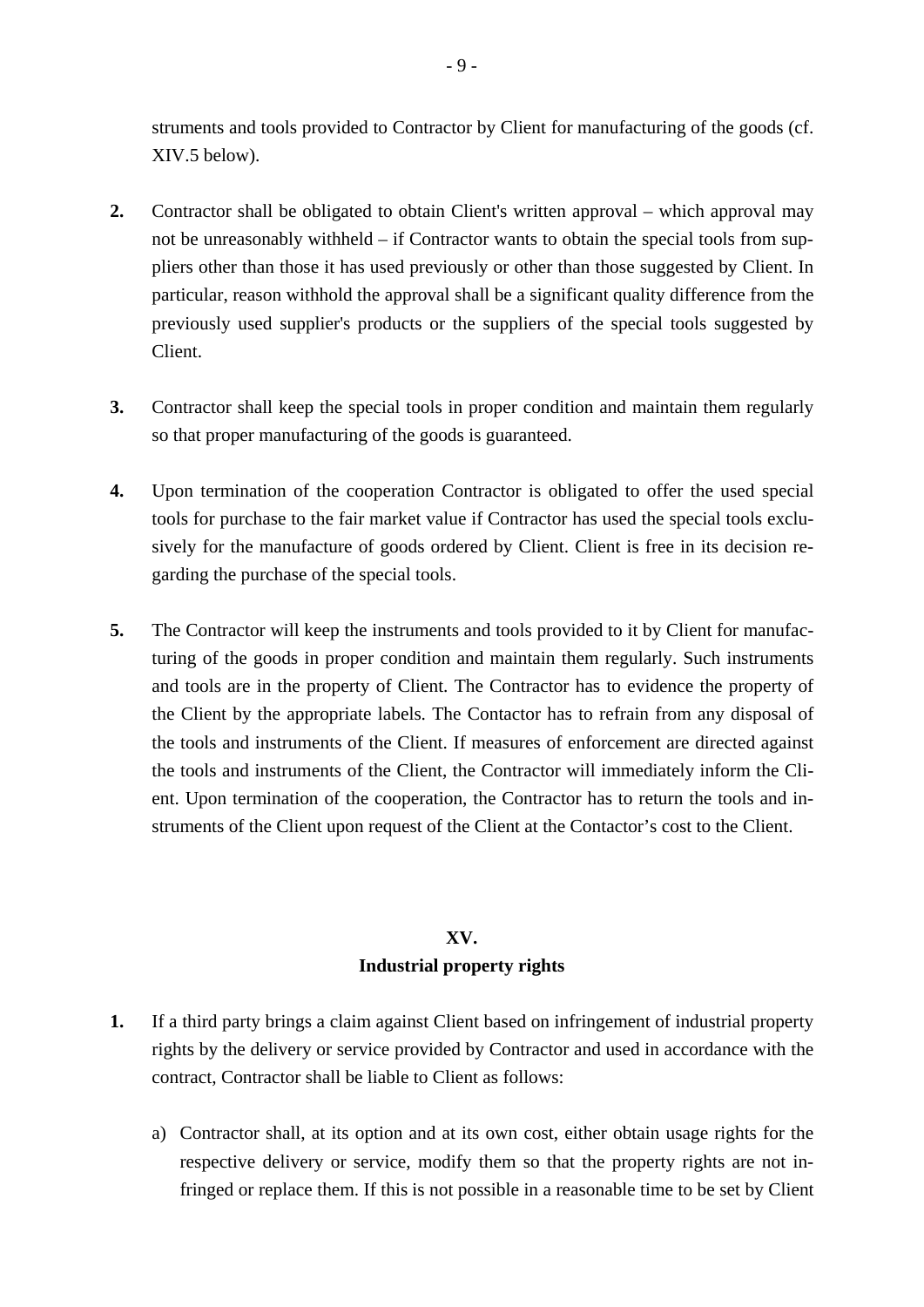struments and tools provided to Contractor by Client for manufacturing of the goods (cf. XIV.5 below).

2. Contractor shall be obligated to obtain Client's written approval – which approval may not be unreasonably withheld – if Contractor wants to obtain the special tools from suppliers other than those it has used previously or other than those suggested by Client. In particular, reason withhold the approval shall be a significant quality difference from the previously used supplier's products or the suppliers of the special tools suggested by Client.

3. Contractor shall keep the special tools in proper condition and maintain them regularly so that proper manufacturing of the goods is guaranteed.

4. Upon termination of the cooperation Contractor is obligated to offer the used special tools for purchase to the fair market value if Contractor has used the special tools exclusively for the manufacture of goods ordered by Client. Client is free in its decision regarding the purchase of the special tools.

5. The Contractor will keep the instruments and tools provided to it by Client for manufacturing of the goods in proper condition and maintain them regularly. Such instruments and tools are in the property of Client. The Contractor has to evidence the property of the Client by the appropriate labels. The Contactor has to refrain from any disposal of the tools and instruments of the Client. If measures of enforcement are directed against the tools and instruments of the Client, the Contractor will immediately inform the Client. Upon termination of the cooperation, the Contractor has to return the tools and instruments of the Client upon request of the Client at the Contactor's cost to the Client.

## XV.
## Industrial property rights

1. If a third party brings a claim against Client based on infringement of industrial property rights by the delivery or service provided by Contractor and used in accordance with the contract, Contractor shall be liable to Client as follows:

   a) Contractor shall, at its option and at its own cost, either obtain usage rights for the respective delivery or service, modify them so that the property rights are not infringed or replace them. If this is not possible in a reasonable time to be set by Client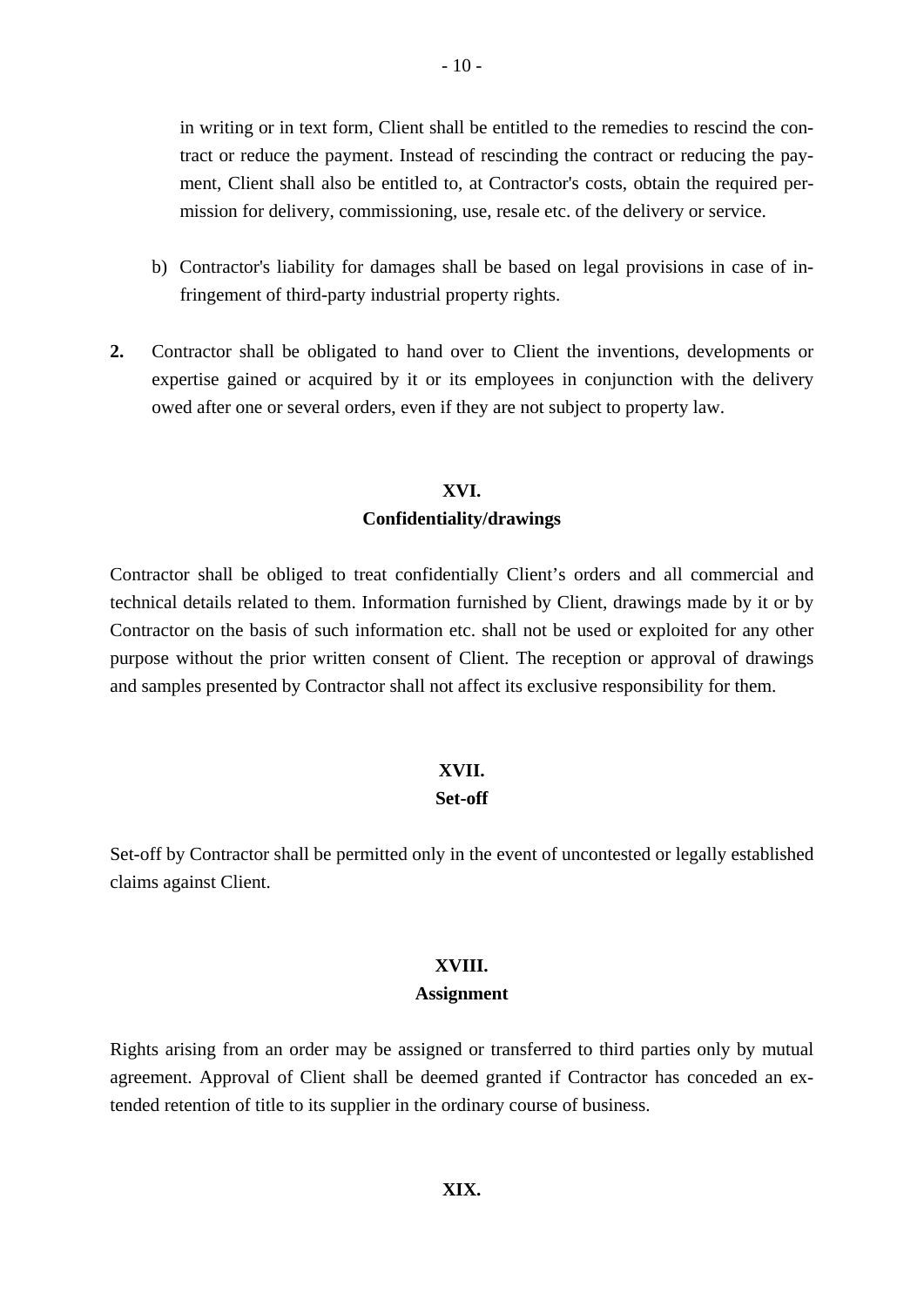in writing or in text form, Client shall be entitled to the remedies to rescind the contract or reduce the payment. Instead of rescinding the contract or reducing the payment, Client shall also be entitled to, at Contractor's costs, obtain the required permission for delivery, commissioning, use, resale etc. of the delivery or service.

b) Contractor's liability for damages shall be based on legal provisions in case of infringement of third-party industrial property rights.

**2.** Contractor shall be obligated to hand over to Client the inventions, developments or expertise gained or acquired by it or its employees in conjunction with the delivery owed after one or several orders, even if they are not subject to property law.

## XVI.
## Confidentiality/drawings

Contractor shall be obliged to treat confidentially Client’s orders and all commercial and technical details related to them. Information furnished by Client, drawings made by it or by Contractor on the basis of such information etc. shall not be used or exploited for any other purpose without the prior written consent of Client. The reception or approval of drawings and samples presented by Contractor shall not affect its exclusive responsibility for them.

## XVII.
## Set-off

Set-off by Contractor shall be permitted only in the event of uncontested or legally established claims against Client.

## XVIII.
## Assignment

Rights arising from an order may be assigned or transferred to third parties only by mutual agreement. Approval of Client shall be deemed granted if Contractor has conceded an extended retention of title to its supplier in the ordinary course of business.

## XIX.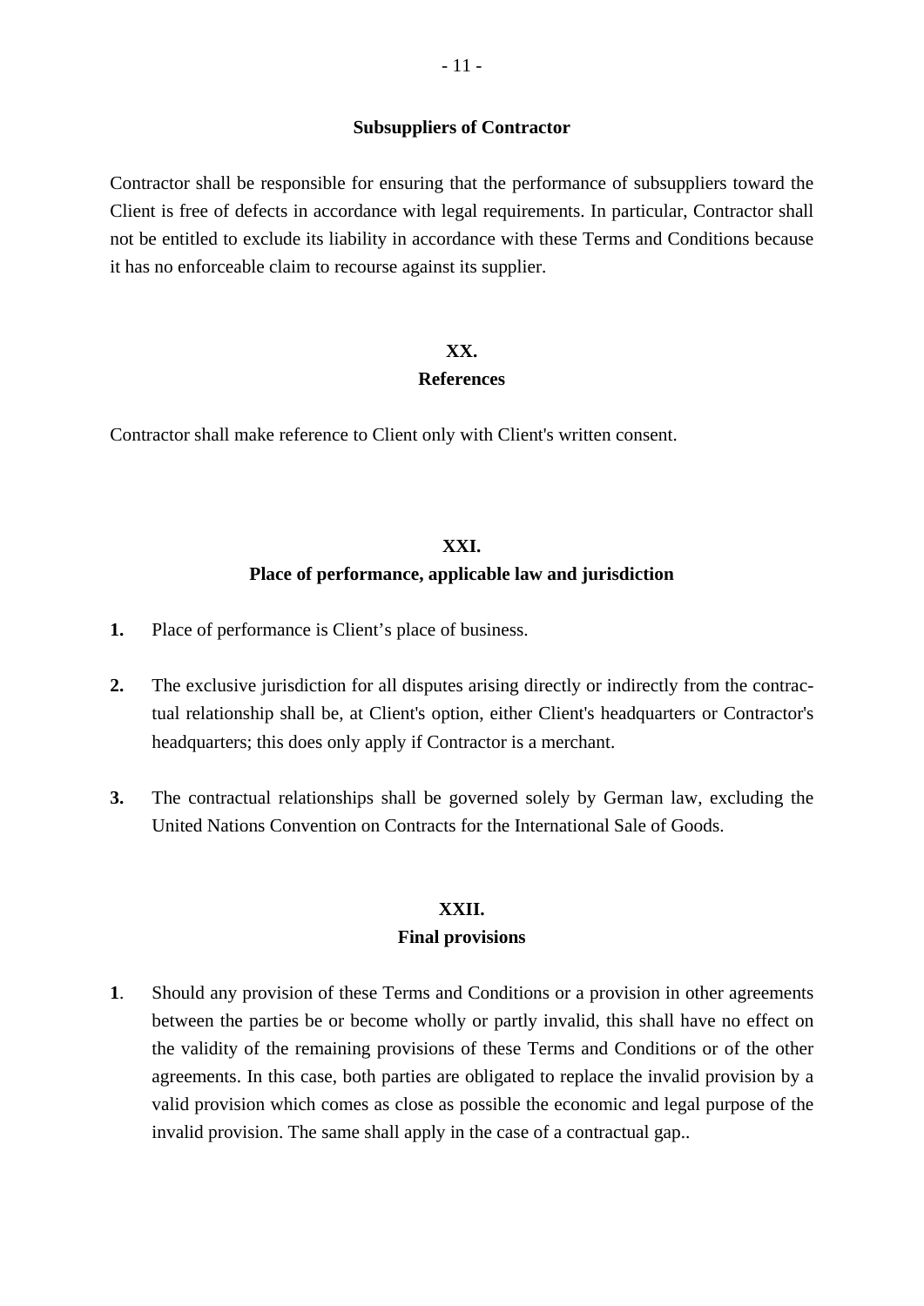### Subsuppliers of Contractor

Contractor shall be responsible for ensuring that the performance of subsuppliers toward the Client is free of defects in accordance with legal requirements. In particular, Contractor shall not be entitled to exclude its liability in accordance with these Terms and Conditions because it has no enforceable claim to recourse against its supplier.

## XX.
## References

Contractor shall make reference to Client only with Client's written consent.

## XXI.
## Place of performance, applicable law and jurisdiction

**1.** Place of performance is Client's place of business.

**2.** The exclusive jurisdiction for all disputes arising directly or indirectly from the contractual relationship shall be, at Client's option, either Client's headquarters or Contractor's headquarters; this does only apply if Contractor is a merchant.

**3.** The contractual relationships shall be governed solely by German law, excluding the United Nations Convention on Contracts for the International Sale of Goods.

## XXII.
## Final provisions

**1**. Should any provision of these Terms and Conditions or a provision in other agreements between the parties be or become wholly or partly invalid, this shall have no effect on the validity of the remaining provisions of these Terms and Conditions or of the other agreements. In this case, both parties are obligated to replace the invalid provision by a valid provision which comes as close as possible the economic and legal purpose of the invalid provision. The same shall apply in the case of a contractual gap..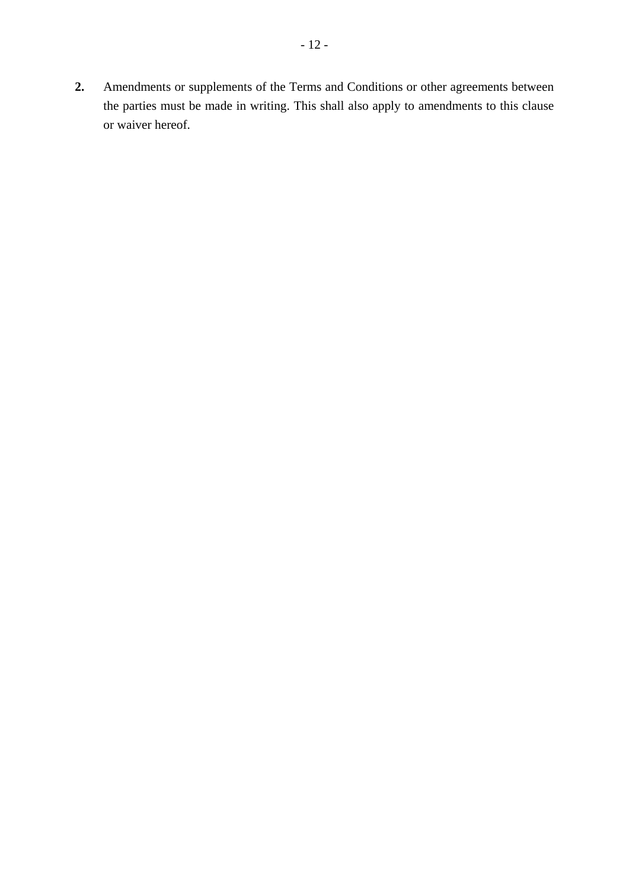**2.** Amendments or supplements of the Terms and Conditions or other agreements between the parties must be made in writing. This shall also apply to amendments to this clause or waiver hereof.